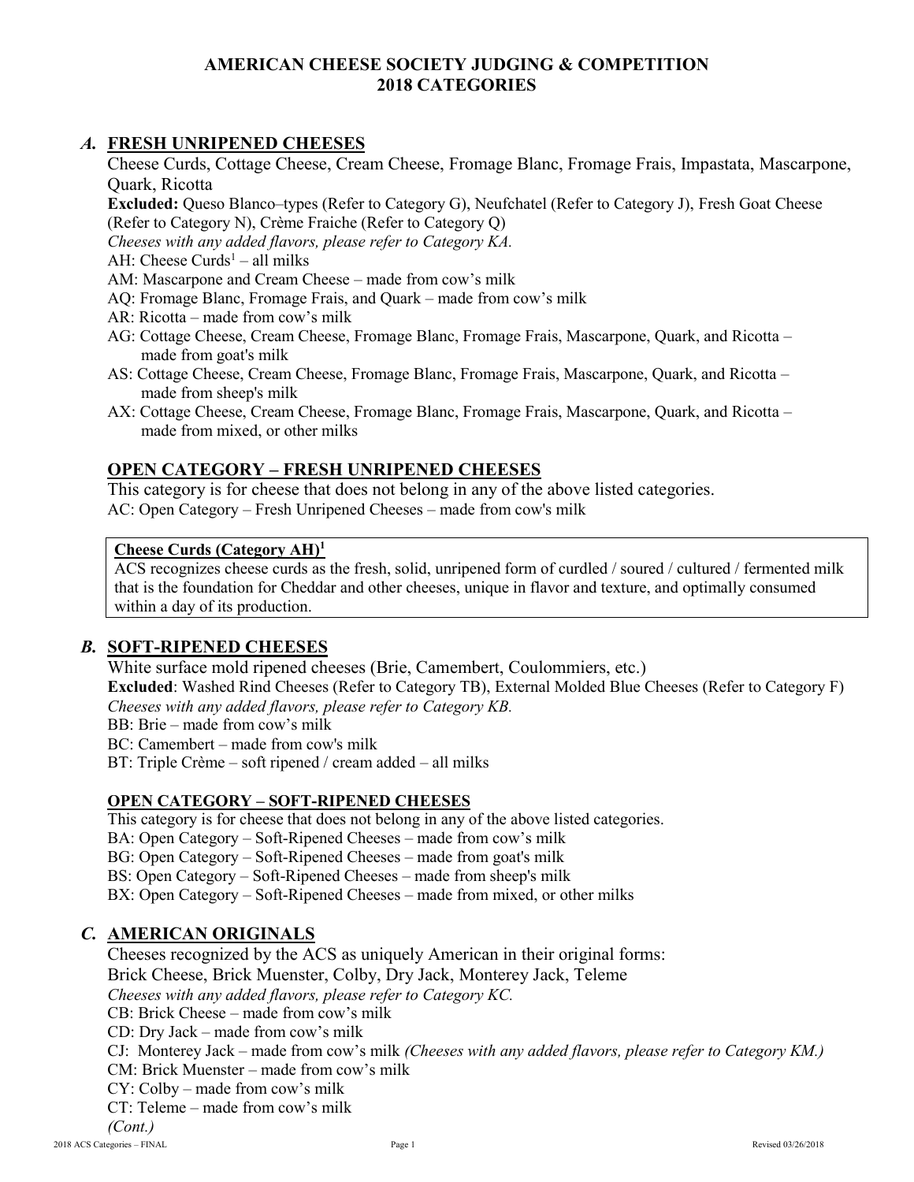# AMERICAN CHEESE SOCIETY JUDGING & COMPETITION
# 2018 CATEGORIES

## *A.* FRESH UNRIPENED CHEESES

Cheese Curds, Cottage Cheese, Cream Cheese, Fromage Blanc, Fromage Frais, Impastata, Mascarpone, Quark, Ricotta

**Excluded:** Queso Blanco–types (Refer to Category G), Neufchatel (Refer to Category J), Fresh Goat Cheese (Refer to Category N), Crème Fraiche (Refer to Category Q)

*Cheeses with any added flavors, please refer to Category KA.*

- AH: Cheese Curds[1] – all milks
- AM: Mascarpone and Cream Cheese – made from cow's milk
- AQ: Fromage Blanc, Fromage Frais, and Quark – made from cow's milk
- AR: Ricotta – made from cow's milk
- AG: Cottage Cheese, Cream Cheese, Fromage Blanc, Fromage Frais, Mascarpone, Quark, and Ricotta – made from goat's milk
- AS: Cottage Cheese, Cream Cheese, Fromage Blanc, Fromage Frais, Mascarpone, Quark, and Ricotta – made from sheep's milk
- AX: Cottage Cheese, Cream Cheese, Fromage Blanc, Fromage Frais, Mascarpone, Quark, and Ricotta – made from mixed, or other milks

### OPEN CATEGORY – FRESH UNRIPENED CHEESES

This category is for cheese that does not belong in any of the above listed categories.

AC: Open Category – Fresh Unripened Cheeses – made from cow's milk

> **Cheese Curds (Category AH)[1]**
> ACS recognizes cheese curds as the fresh, solid, unripened form of curdled / soured / cultured / fermented milk that is the foundation for Cheddar and other cheeses, unique in flavor and texture, and optimally consumed within a day of its production.

## *B.* SOFT-RIPENED CHEESES

White surface mold ripened cheeses (Brie, Camembert, Coulommiers, etc.)

**Excluded**: Washed Rind Cheeses (Refer to Category TB), External Molded Blue Cheeses (Refer to Category F)

*Cheeses with any added flavors, please refer to Category KB.*

- BB: Brie – made from cow's milk
- BC: Camembert – made from cow's milk
- BT: Triple Crème – soft ripened / cream added – all milks

### OPEN CATEGORY – SOFT-RIPENED CHEESES

This category is for cheese that does not belong in any of the above listed categories.

- BA: Open Category – Soft-Ripened Cheeses – made from cow's milk
- BG: Open Category – Soft-Ripened Cheeses – made from goat's milk
- BS: Open Category – Soft-Ripened Cheeses – made from sheep's milk
- BX: Open Category – Soft-Ripened Cheeses – made from mixed, or other milks

## *C.* AMERICAN ORIGINALS

Cheeses recognized by the ACS as uniquely American in their original forms:
Brick Cheese, Brick Muenster, Colby, Dry Jack, Monterey Jack, Teleme

*Cheeses with any added flavors, please refer to Category KC.*

- CB: Brick Cheese – made from cow's milk
- CD: Dry Jack – made from cow's milk
- CJ: Monterey Jack – made from cow's milk *(Cheeses with any added flavors, please refer to Category KM.)*
- CM: Brick Muenster – made from cow's milk
- CY: Colby – made from cow's milk
- CT: Teleme – made from cow's milk

*(Cont.)*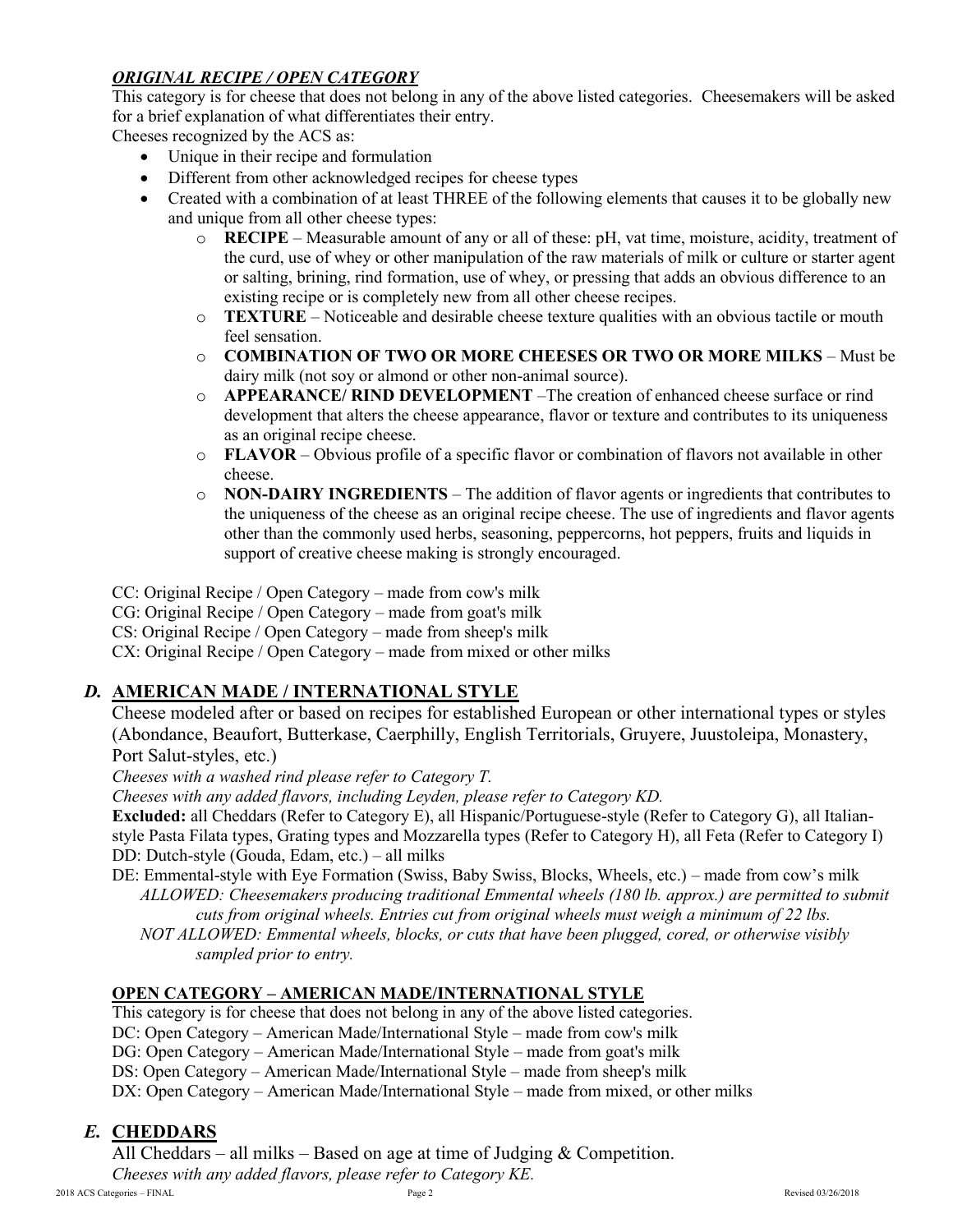### ***ORIGINAL RECIPE / OPEN CATEGORY***

This category is for cheese that does not belong in any of the above listed categories. Cheesemakers will be asked for a brief explanation of what differentiates their entry.

Cheeses recognized by the ACS as:

- Unique in their recipe and formulation
- Different from other acknowledged recipes for cheese types
- Created with a combination of at least THREE of the following elements that causes it to be globally new and unique from all other cheese types:
  - **RECIPE** – Measurable amount of any or all of these: pH, vat time, moisture, acidity, treatment of the curd, use of whey or other manipulation of the raw materials of milk or culture or starter agent or salting, brining, rind formation, use of whey, or pressing that adds an obvious difference to an existing recipe or is completely new from all other cheese recipes.
  - **TEXTURE** – Noticeable and desirable cheese texture qualities with an obvious tactile or mouth feel sensation.
  - **COMBINATION OF TWO OR MORE CHEESES OR TWO OR MORE MILKS** – Must be dairy milk (not soy or almond or other non-animal source).
  - **APPEARANCE/ RIND DEVELOPMENT** –The creation of enhanced cheese surface or rind development that alters the cheese appearance, flavor or texture and contributes to its uniqueness as an original recipe cheese.
  - **FLAVOR** – Obvious profile of a specific flavor or combination of flavors not available in other cheese.
  - **NON-DAIRY INGREDIENTS** – The addition of flavor agents or ingredients that contributes to the uniqueness of the cheese as an original recipe cheese. The use of ingredients and flavor agents other than the commonly used herbs, seasoning, peppercorns, hot peppers, fruits and liquids in support of creative cheese making is strongly encouraged.

CC: Original Recipe / Open Category – made from cow's milk
CG: Original Recipe / Open Category – made from goat's milk
CS: Original Recipe / Open Category – made from sheep's milk
CX: Original Recipe / Open Category – made from mixed or other milks

## *D.* **AMERICAN MADE / INTERNATIONAL STYLE**

Cheese modeled after or based on recipes for established European or other international types or styles (Abondance, Beaufort, Butterkase, Caerphilly, English Territorials, Gruyere, Juustoleipa, Monastery, Port Salut-styles, etc.)

*Cheeses with a washed rind please refer to Category T.*

*Cheeses with any added flavors, including Leyden, please refer to Category KD.*

**Excluded:** all Cheddars (Refer to Category E), all Hispanic/Portuguese-style (Refer to Category G), all Italian-style Pasta Filata types, Grating types and Mozzarella types (Refer to Category H), all Feta (Refer to Category I)

DD: Dutch-style (Gouda, Edam, etc.) – all milks

DE: Emmental-style with Eye Formation (Swiss, Baby Swiss, Blocks, Wheels, etc.) – made from cow's milk

*ALLOWED: Cheesemakers producing traditional Emmental wheels (180 lb. approx.) are permitted to submit cuts from original wheels. Entries cut from original wheels must weigh a minimum of 22 lbs.*

*NOT ALLOWED: Emmental wheels, blocks, or cuts that have been plugged, cored, or otherwise visibly sampled prior to entry.*

### **OPEN CATEGORY – AMERICAN MADE/INTERNATIONAL STYLE**

This category is for cheese that does not belong in any of the above listed categories.

DC: Open Category – American Made/International Style – made from cow's milk
DG: Open Category – American Made/International Style – made from goat's milk
DS: Open Category – American Made/International Style – made from sheep's milk
DX: Open Category – American Made/International Style – made from mixed, or other milks

## *E.* **CHEDDARS**

All Cheddars – all milks – Based on age at time of Judging & Competition.

*Cheeses with any added flavors, please refer to Category KE.*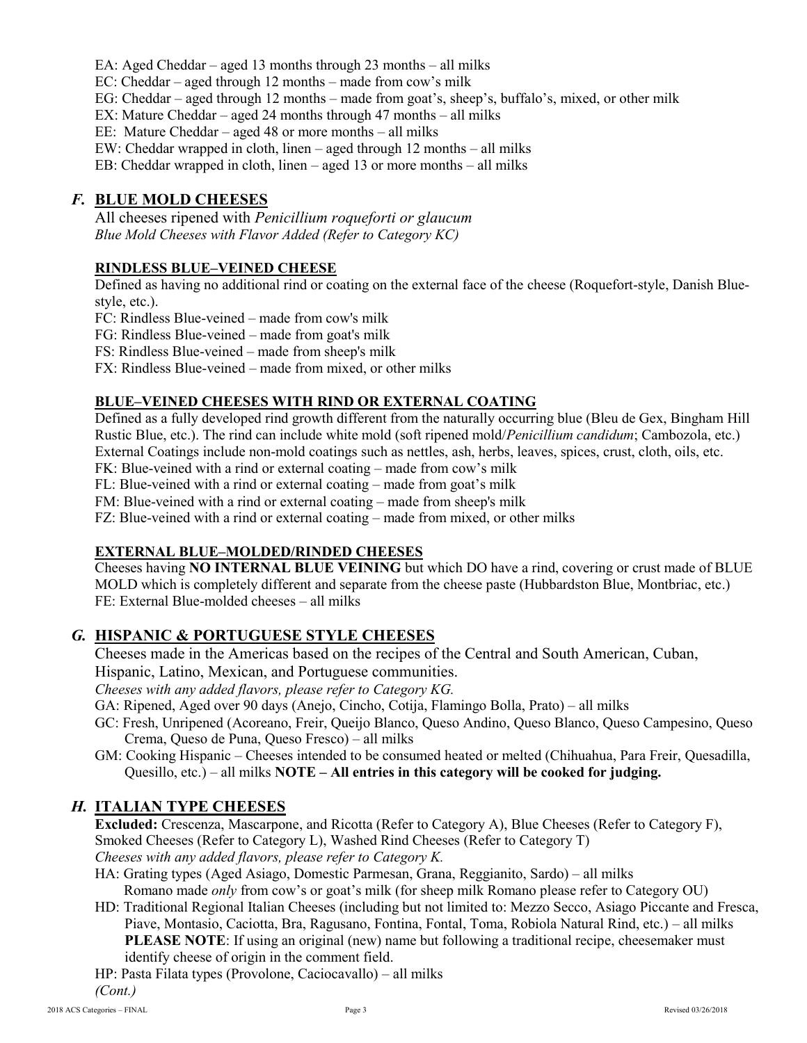EA: Aged Cheddar – aged 13 months through 23 months – all milks

EC: Cheddar – aged through 12 months – made from cow's milk

EG: Cheddar – aged through 12 months – made from goat's, sheep's, buffalo's, mixed, or other milk

EX: Mature Cheddar – aged 24 months through 47 months – all milks

EE: Mature Cheddar – aged 48 or more months – all milks

EW: Cheddar wrapped in cloth, linen – aged through 12 months – all milks

EB: Cheddar wrapped in cloth, linen – aged 13 or more months – all milks

## *F.* BLUE MOLD CHEESES

All cheeses ripened with *Penicillium roqueforti or glaucum*
*Blue Mold Cheeses with Flavor Added (Refer to Category KC)*

### RINDLESS BLUE–VEINED CHEESE

Defined as having no additional rind or coating on the external face of the cheese (Roquefort-style, Danish Blue-style, etc.).

FC: Rindless Blue-veined – made from cow's milk

FG: Rindless Blue-veined – made from goat's milk

FS: Rindless Blue-veined – made from sheep's milk

FX: Rindless Blue-veined – made from mixed, or other milks

### BLUE–VEINED CHEESES WITH RIND OR EXTERNAL COATING

Defined as a fully developed rind growth different from the naturally occurring blue (Bleu de Gex, Bingham Hill Rustic Blue, etc.). The rind can include white mold (soft ripened mold/*Penicillium candidum*; Cambozola, etc.) External Coatings include non-mold coatings such as nettles, ash, herbs, leaves, spices, crust, cloth, oils, etc.

FK: Blue-veined with a rind or external coating – made from cow's milk

FL: Blue-veined with a rind or external coating – made from goat's milk

FM: Blue-veined with a rind or external coating – made from sheep's milk

FZ: Blue-veined with a rind or external coating – made from mixed, or other milks

### EXTERNAL BLUE–MOLDED/RINDED CHEESES

Cheeses having **NO INTERNAL BLUE VEINING** but which DO have a rind, covering or crust made of BLUE MOLD which is completely different and separate from the cheese paste (Hubbardston Blue, Montbriac, etc.)

FE: External Blue-molded cheeses – all milks

## *G.* HISPANIC & PORTUGUESE STYLE CHEESES

Cheeses made in the Americas based on the recipes of the Central and South American, Cuban, Hispanic, Latino, Mexican, and Portuguese communities.
*Cheeses with any added flavors, please refer to Category KG.*

GA: Ripened, Aged over 90 days (Anejo, Cincho, Cotija, Flamingo Bolla, Prato) – all milks

GC: Fresh, Unripened (Acoreano, Freir, Queijo Blanco, Queso Andino, Queso Blanco, Queso Campesino, Queso Crema, Queso de Puna, Queso Fresco) – all milks

GM: Cooking Hispanic – Cheeses intended to be consumed heated or melted (Chihuahua, Para Freir, Quesadilla, Quesillo, etc.) – all milks **NOTE – All entries in this category will be cooked for judging.**

## *H.* ITALIAN TYPE CHEESES

**Excluded:** Crescenza, Mascarpone, and Ricotta (Refer to Category A), Blue Cheeses (Refer to Category F), Smoked Cheeses (Refer to Category L), Washed Rind Cheeses (Refer to Category T)
*Cheeses with any added flavors, please refer to Category K.*

HA: Grating types (Aged Asiago, Domestic Parmesan, Grana, Reggianito, Sardo) – all milks
Romano made *only* from cow's or goat's milk (for sheep milk Romano please refer to Category OU)

HD: Traditional Regional Italian Cheeses (including but not limited to: Mezzo Secco, Asiago Piccante and Fresca, Piave, Montasio, Caciotta, Bra, Ragusano, Fontina, Fontal, Toma, Robiola Natural Rind, etc.) – all milks
**PLEASE NOTE**: If using an original (new) name but following a traditional recipe, cheesemaker must identify cheese of origin in the comment field.

HP: Pasta Filata types (Provolone, Caciocavallo) – all milks

*(Cont.)*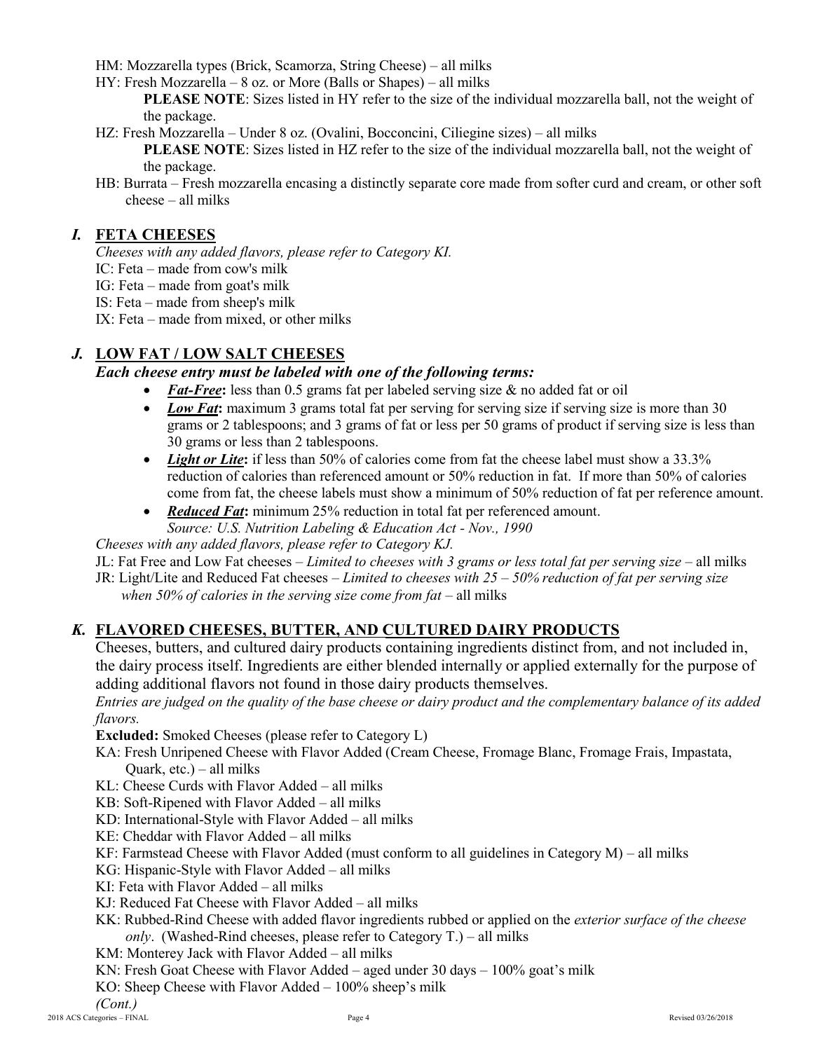HM: Mozzarella types (Brick, Scamorza, String Cheese) – all milks

HY: Fresh Mozzarella – 8 oz. or More (Balls or Shapes) – all milks

> **PLEASE NOTE**: Sizes listed in HY refer to the size of the individual mozzarella ball, not the weight of the package.

HZ: Fresh Mozzarella – Under 8 oz. (Ovalini, Bocconcini, Ciliegine sizes) – all milks

> **PLEASE NOTE**: Sizes listed in HZ refer to the size of the individual mozzarella ball, not the weight of the package.

HB: Burrata – Fresh mozzarella encasing a distinctly separate core made from softer curd and cream, or other soft cheese – all milks

## *I.* FETA CHEESES

*Cheeses with any added flavors, please refer to Category KI.*

IC: Feta – made from cow's milk

IG: Feta – made from goat's milk

IS: Feta – made from sheep's milk

IX: Feta – made from mixed, or other milks

## *J.* LOW FAT / LOW SALT CHEESES

***Each cheese entry must be labeled with one of the following terms:***

- ***Fat-Free*:** less than 0.5 grams fat per labeled serving size & no added fat or oil
- ***Low Fat*:** maximum 3 grams total fat per serving for serving size if serving size is more than 30 grams or 2 tablespoons; and 3 grams of fat or less per 50 grams of product if serving size is less than 30 grams or less than 2 tablespoons.
- ***Light or Lite*:** if less than 50% of calories come from fat the cheese label must show a 33.3% reduction of calories than referenced amount or 50% reduction in fat. If more than 50% of calories come from fat, the cheese labels must show a minimum of 50% reduction of fat per reference amount.
- ***Reduced Fat*:** minimum 25% reduction in total fat per referenced amount.
  *Source: U.S. Nutrition Labeling & Education Act - Nov., 1990*

*Cheeses with any added flavors, please refer to Category KJ.*

JL: Fat Free and Low Fat cheeses – *Limited to cheeses with 3 grams or less total fat per serving size* – all milks

JR: Light/Lite and Reduced Fat cheeses – *Limited to cheeses with 25 – 50% reduction of fat per serving size when 50% of calories in the serving size come from fat* – all milks

## *K.* FLAVORED CHEESES, BUTTER, AND CULTURED DAIRY PRODUCTS

Cheeses, butters, and cultured dairy products containing ingredients distinct from, and not included in, the dairy process itself. Ingredients are either blended internally or applied externally for the purpose of adding additional flavors not found in those dairy products themselves.

*Entries are judged on the quality of the base cheese or dairy product and the complementary balance of its added flavors.*

**Excluded:** Smoked Cheeses (please refer to Category L)

KA: Fresh Unripened Cheese with Flavor Added (Cream Cheese, Fromage Blanc, Fromage Frais, Impastata, Quark, etc.) – all milks

KL: Cheese Curds with Flavor Added – all milks

KB: Soft-Ripened with Flavor Added – all milks

KD: International-Style with Flavor Added – all milks

KE: Cheddar with Flavor Added – all milks

KF: Farmstead Cheese with Flavor Added (must conform to all guidelines in Category M) – all milks

KG: Hispanic-Style with Flavor Added – all milks

KI: Feta with Flavor Added – all milks

KJ: Reduced Fat Cheese with Flavor Added – all milks

KK: Rubbed-Rind Cheese with added flavor ingredients rubbed or applied on the *exterior surface of the cheese only*. (Washed-Rind cheeses, please refer to Category T.) – all milks

KM: Monterey Jack with Flavor Added – all milks

KN: Fresh Goat Cheese with Flavor Added – aged under 30 days – 100% goat's milk

KO: Sheep Cheese with Flavor Added – 100% sheep's milk

*(Cont.)*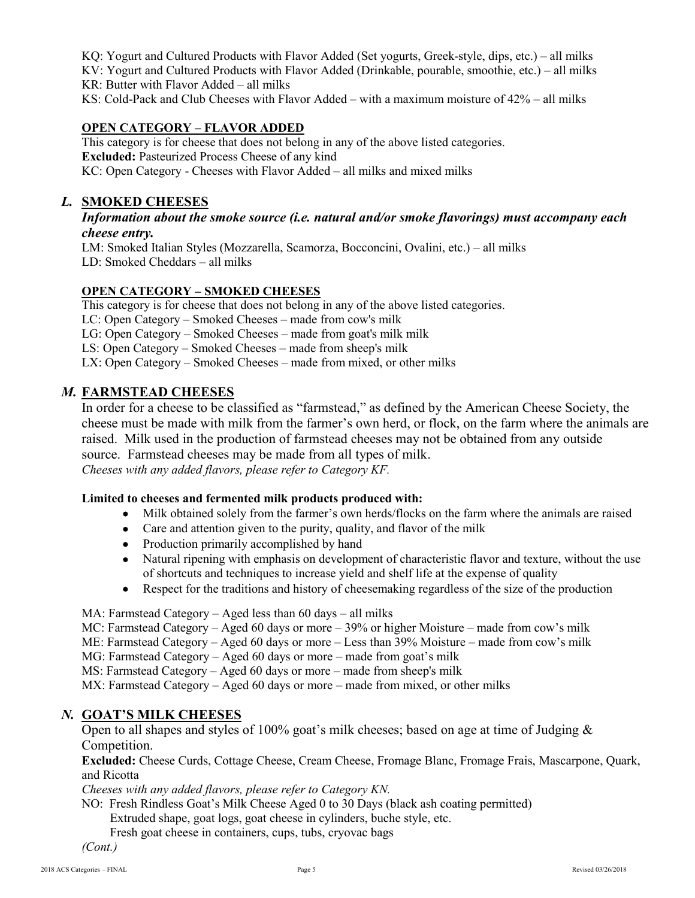KQ: Yogurt and Cultured Products with Flavor Added (Set yogurts, Greek-style, dips, etc.) – all milks
KV: Yogurt and Cultured Products with Flavor Added (Drinkable, pourable, smoothie, etc.) – all milks
KR: Butter with Flavor Added – all milks
KS: Cold-Pack and Club Cheeses with Flavor Added – with a maximum moisture of 42% – all milks

#### OPEN CATEGORY – FLAVOR ADDED

This category is for cheese that does not belong in any of the above listed categories.
**Excluded:** Pasteurized Process Cheese of any kind
KC: Open Category - Cheeses with Flavor Added – all milks and mixed milks

## *L.* SMOKED CHEESES

***Information about the smoke source (i.e. natural and/or smoke flavorings) must accompany each cheese entry.***

LM: Smoked Italian Styles (Mozzarella, Scamorza, Bocconcini, Ovalini, etc.) – all milks
LD: Smoked Cheddars – all milks

#### OPEN CATEGORY – SMOKED CHEESES

This category is for cheese that does not belong in any of the above listed categories.
LC: Open Category – Smoked Cheeses – made from cow's milk
LG: Open Category – Smoked Cheeses – made from goat's milk milk
LS: Open Category – Smoked Cheeses – made from sheep's milk
LX: Open Category – Smoked Cheeses – made from mixed, or other milks

## *M.* FARMSTEAD CHEESES

In order for a cheese to be classified as "farmstead," as defined by the American Cheese Society, the cheese must be made with milk from the farmer's own herd, or flock, on the farm where the animals are raised. Milk used in the production of farmstead cheeses may not be obtained from any outside source. Farmstead cheeses may be made from all types of milk.
*Cheeses with any added flavors, please refer to Category KF.*

**Limited to cheeses and fermented milk products produced with:**

- Milk obtained solely from the farmer's own herds/flocks on the farm where the animals are raised
- Care and attention given to the purity, quality, and flavor of the milk
- Production primarily accomplished by hand
- Natural ripening with emphasis on development of characteristic flavor and texture, without the use of shortcuts and techniques to increase yield and shelf life at the expense of quality
- Respect for the traditions and history of cheesemaking regardless of the size of the production

MA: Farmstead Category – Aged less than 60 days – all milks
MC: Farmstead Category – Aged 60 days or more – 39% or higher Moisture – made from cow's milk
ME: Farmstead Category – Aged 60 days or more – Less than 39% Moisture – made from cow's milk
MG: Farmstead Category – Aged 60 days or more – made from goat's milk
MS: Farmstead Category – Aged 60 days or more – made from sheep's milk
MX: Farmstead Category – Aged 60 days or more – made from mixed, or other milks

## *N.* GOAT'S MILK CHEESES

Open to all shapes and styles of 100% goat's milk cheeses; based on age at time of Judging & Competition.
**Excluded:** Cheese Curds, Cottage Cheese, Cream Cheese, Fromage Blanc, Fromage Frais, Mascarpone, Quark, and Ricotta
*Cheeses with any added flavors, please refer to Category KN.*

NO: Fresh Rindless Goat's Milk Cheese Aged 0 to 30 Days (black ash coating permitted)
Extruded shape, goat logs, goat cheese in cylinders, buche style, etc.
Fresh goat cheese in containers, cups, tubs, cryovac bags

*(Cont.)*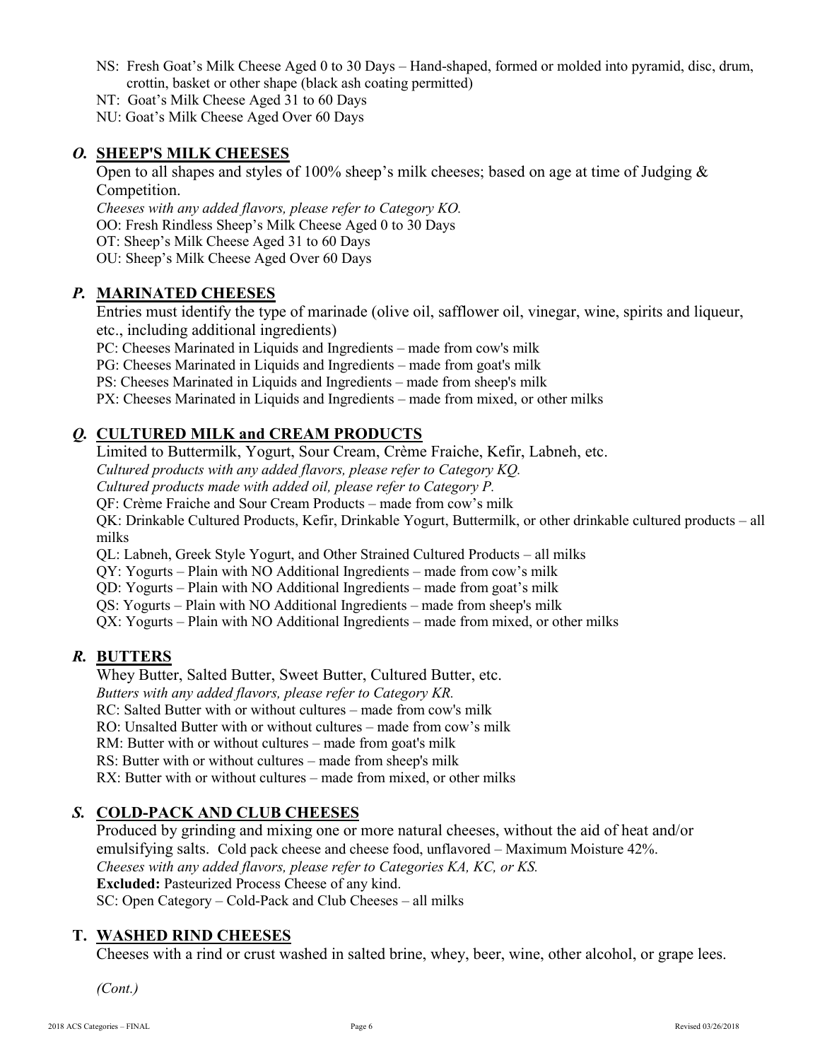NS: Fresh Goat's Milk Cheese Aged 0 to 30 Days – Hand-shaped, formed or molded into pyramid, disc, drum, crottin, basket or other shape (black ash coating permitted)
NT: Goat's Milk Cheese Aged 31 to 60 Days
NU: Goat's Milk Cheese Aged Over 60 Days

## *O.* SHEEP'S MILK CHEESES

Open to all shapes and styles of 100% sheep's milk cheeses; based on age at time of Judging & Competition.
*Cheeses with any added flavors, please refer to Category KO.*
OO: Fresh Rindless Sheep's Milk Cheese Aged 0 to 30 Days
OT: Sheep's Milk Cheese Aged 31 to 60 Days
OU: Sheep's Milk Cheese Aged Over 60 Days

## *P.* MARINATED CHEESES

Entries must identify the type of marinade (olive oil, safflower oil, vinegar, wine, spirits and liqueur, etc., including additional ingredients)
PC: Cheeses Marinated in Liquids and Ingredients – made from cow's milk
PG: Cheeses Marinated in Liquids and Ingredients – made from goat's milk
PS: Cheeses Marinated in Liquids and Ingredients – made from sheep's milk
PX: Cheeses Marinated in Liquids and Ingredients – made from mixed, or other milks

## *Q.* CULTURED MILK and CREAM PRODUCTS

Limited to Buttermilk, Yogurt, Sour Cream, Crème Fraiche, Kefir, Labneh, etc.
*Cultured products with any added flavors, please refer to Category KQ.*
*Cultured products made with added oil, please refer to Category P.*
QF: Crème Fraiche and Sour Cream Products – made from cow's milk
QK: Drinkable Cultured Products, Kefir, Drinkable Yogurt, Buttermilk, or other drinkable cultured products – all milks
QL: Labneh, Greek Style Yogurt, and Other Strained Cultured Products – all milks
QY: Yogurts – Plain with NO Additional Ingredients – made from cow's milk
QD: Yogurts – Plain with NO Additional Ingredients – made from goat's milk
QS: Yogurts – Plain with NO Additional Ingredients – made from sheep's milk
QX: Yogurts – Plain with NO Additional Ingredients – made from mixed, or other milks

## *R.* BUTTERS

Whey Butter, Salted Butter, Sweet Butter, Cultured Butter, etc.
*Butters with any added flavors, please refer to Category KR.*
RC: Salted Butter with or without cultures – made from cow's milk
RO: Unsalted Butter with or without cultures – made from cow's milk
RM: Butter with or without cultures – made from goat's milk
RS: Butter with or without cultures – made from sheep's milk
RX: Butter with or without cultures – made from mixed, or other milks

## *S.* COLD-PACK AND CLUB CHEESES

Produced by grinding and mixing one or more natural cheeses, without the aid of heat and/or emulsifying salts. Cold pack cheese and cheese food, unflavored – Maximum Moisture 42%.
*Cheeses with any added flavors, please refer to Categories KA, KC, or KS.*
**Excluded:** Pasteurized Process Cheese of any kind.
SC: Open Category – Cold-Pack and Club Cheeses – all milks

## T. WASHED RIND CHEESES

Cheeses with a rind or crust washed in salted brine, whey, beer, wine, other alcohol, or grape lees.

*(Cont.)*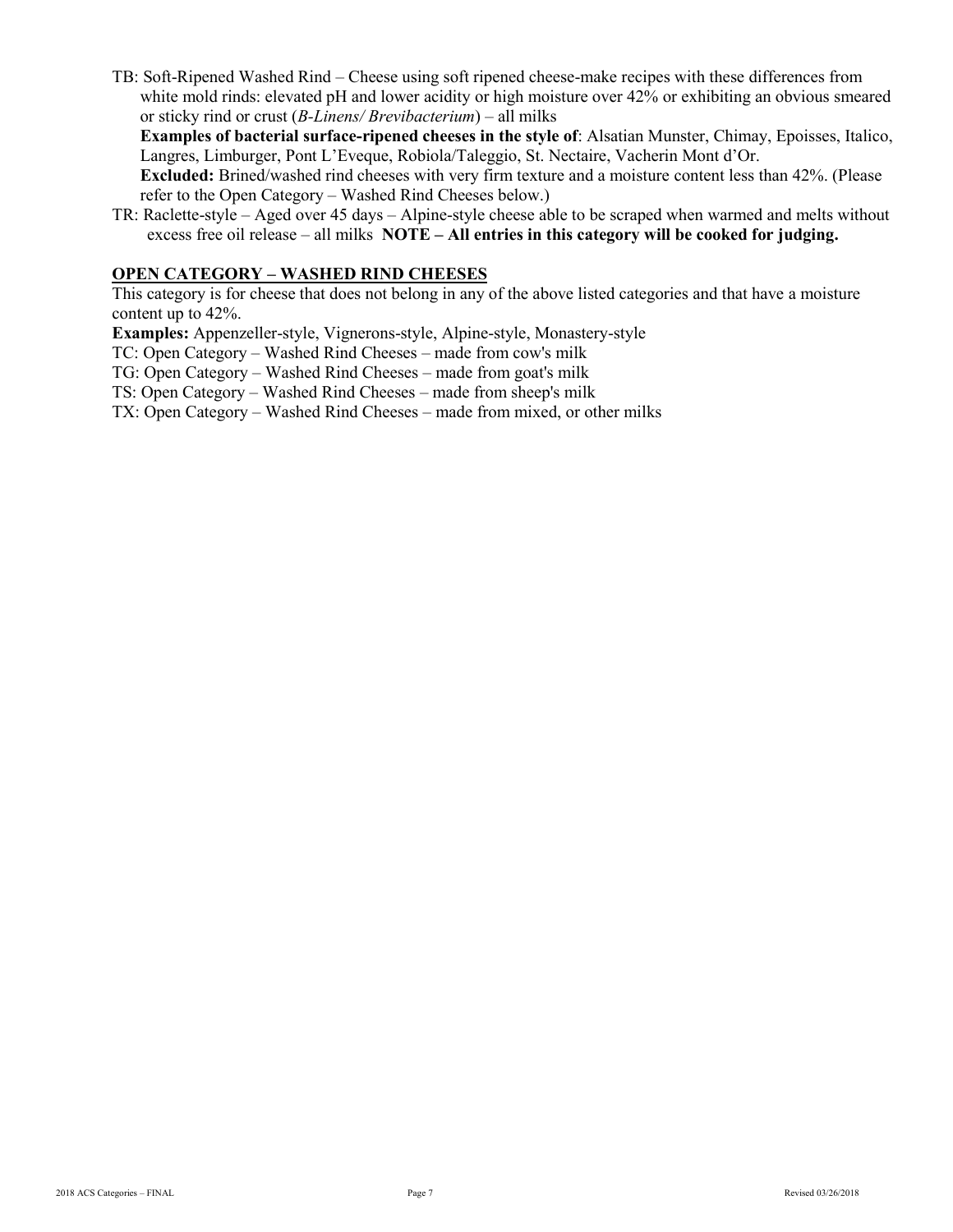TB: Soft-Ripened Washed Rind – Cheese using soft ripened cheese-make recipes with these differences from white mold rinds: elevated pH and lower acidity or high moisture over 42% or exhibiting an obvious smeared or sticky rind or crust (*B-Linens/ Brevibacterium*) – all milks

**Examples of bacterial surface-ripened cheeses in the style of**: Alsatian Munster, Chimay, Epoisses, Italico, Langres, Limburger, Pont L'Eveque, Robiola/Taleggio, St. Nectaire, Vacherin Mont d'Or.

**Excluded:** Brined/washed rind cheeses with very firm texture and a moisture content less than 42%. (Please refer to the Open Category – Washed Rind Cheeses below.)

TR: Raclette-style – Aged over 45 days – Alpine-style cheese able to be scraped when warmed and melts without excess free oil release – all milks **NOTE – All entries in this category will be cooked for judging.**

## OPEN CATEGORY – WASHED RIND CHEESES

This category is for cheese that does not belong in any of the above listed categories and that have a moisture content up to 42%.

**Examples:** Appenzeller-style, Vignerons-style, Alpine-style, Monastery-style

TC: Open Category – Washed Rind Cheeses – made from cow's milk

TG: Open Category – Washed Rind Cheeses – made from goat's milk

TS: Open Category – Washed Rind Cheeses – made from sheep's milk

TX: Open Category – Washed Rind Cheeses – made from mixed, or other milks